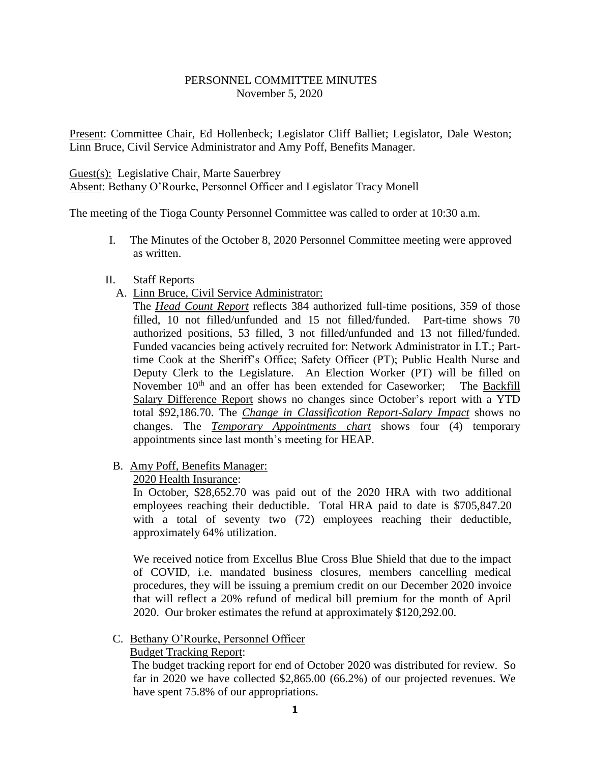# PERSONNEL COMMITTEE MINUTES

November 5, 2020

Present: Committee Chair, Ed Hollenbeck; Legislator Cliff Balliet; Legislator, Dale Weston; Linn Bruce, Civil Service Administrator and Amy Poff, Benefits Manager.

Guest(s): Legislative Chair, Marte Sauerbrey
Absent: Bethany O'Rourke, Personnel Officer and Legislator Tracy Monell

The meeting of the Tioga County Personnel Committee was called to order at 10:30 a.m.

I. The Minutes of the October 8, 2020 Personnel Committee meeting were approved as written.

II. Staff Reports

A. Linn Bruce, Civil Service Administrator:

The ***Head Count Report*** reflects 384 authorized full-time positions, 359 of those filled, 10 not filled/unfunded and 15 not filled/funded. Part-time shows 70 authorized positions, 53 filled, 3 not filled/unfunded and 13 not filled/funded. Funded vacancies being actively recruited for: Network Administrator in I.T.; Part-time Cook at the Sheriff's Office; Safety Officer (PT); Public Health Nurse and Deputy Clerk to the Legislature. An Election Worker (PT) will be filled on November 10th and an offer has been extended for Caseworker; The Backfill Salary Difference Report shows no changes since October's report with a YTD total $92,186.70. The ***Change in Classification Report-Salary Impact*** shows no changes. The ***Temporary Appointments chart*** shows four (4) temporary appointments since last month's meeting for HEAP.

B. Amy Poff, Benefits Manager:

2020 Health Insurance:

In October, $28,652.70 was paid out of the 2020 HRA with two additional employees reaching their deductible. Total HRA paid to date is $705,847.20 with a total of seventy two (72) employees reaching their deductible, approximately 64% utilization.

We received notice from Excellus Blue Cross Blue Shield that due to the impact of COVID, i.e. mandated business closures, members cancelling medical procedures, they will be issuing a premium credit on our December 2020 invoice that will reflect a 20% refund of medical bill premium for the month of April 2020. Our broker estimates the refund at approximately $120,292.00.

C. Bethany O'Rourke, Personnel Officer

Budget Tracking Report:

The budget tracking report for end of October 2020 was distributed for review. So far in 2020 we have collected $2,865.00 (66.2%) of our projected revenues. We have spent 75.8% of our appropriations.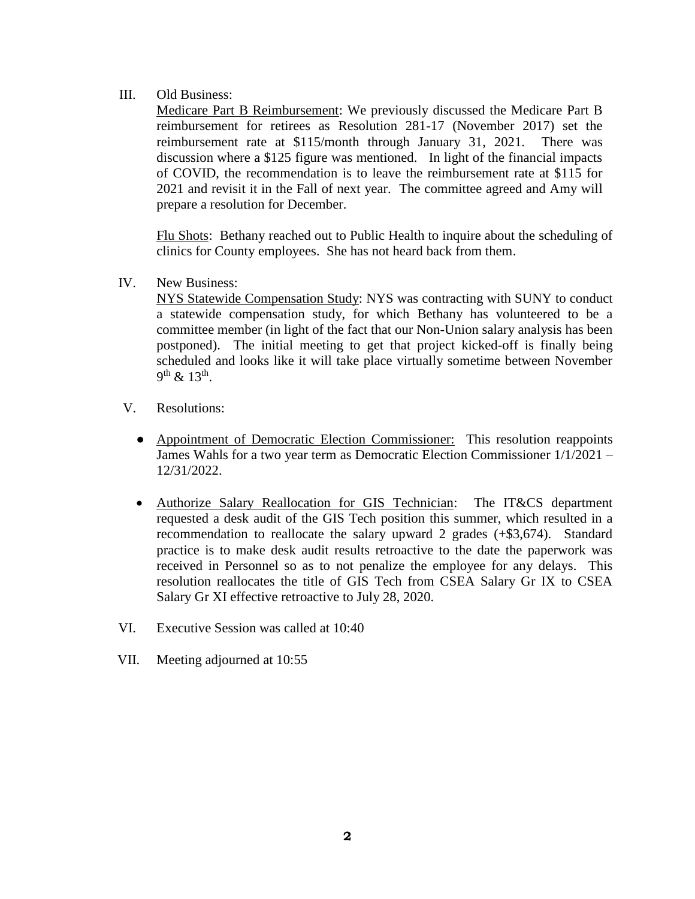III. Old Business:

<u>Medicare Part B Reimbursement</u>: We previously discussed the Medicare Part B reimbursement for retirees as Resolution 281-17 (November 2017) set the reimbursement rate at $115/month through January 31, 2021. There was discussion where a $125 figure was mentioned. In light of the financial impacts of COVID, the recommendation is to leave the reimbursement rate at $115 for 2021 and revisit it in the Fall of next year. The committee agreed and Amy will prepare a resolution for December.

<u>Flu Shots</u>: Bethany reached out to Public Health to inquire about the scheduling of clinics for County employees. She has not heard back from them.

IV. New Business:

<u>NYS Statewide Compensation Study</u>: NYS was contracting with SUNY to conduct a statewide compensation study, for which Bethany has volunteered to be a committee member (in light of the fact that our Non-Union salary analysis has been postponed). The initial meeting to get that project kicked-off is finally being scheduled and looks like it will take place virtually sometime between November 9th & 13th.

V. Resolutions:

- <u>Appointment of Democratic Election Commissioner:</u> This resolution reappoints James Wahls for a two year term as Democratic Election Commissioner 1/1/2021 – 12/31/2022.
- <u>Authorize Salary Reallocation for GIS Technician</u>: The IT&CS department requested a desk audit of the GIS Tech position this summer, which resulted in a recommendation to reallocate the salary upward 2 grades (+$3,674). Standard practice is to make desk audit results retroactive to the date the paperwork was received in Personnel so as to not penalize the employee for any delays. This resolution reallocates the title of GIS Tech from CSEA Salary Gr IX to CSEA Salary Gr XI effective retroactive to July 28, 2020.

VI. Executive Session was called at 10:40

VII. Meeting adjourned at 10:55